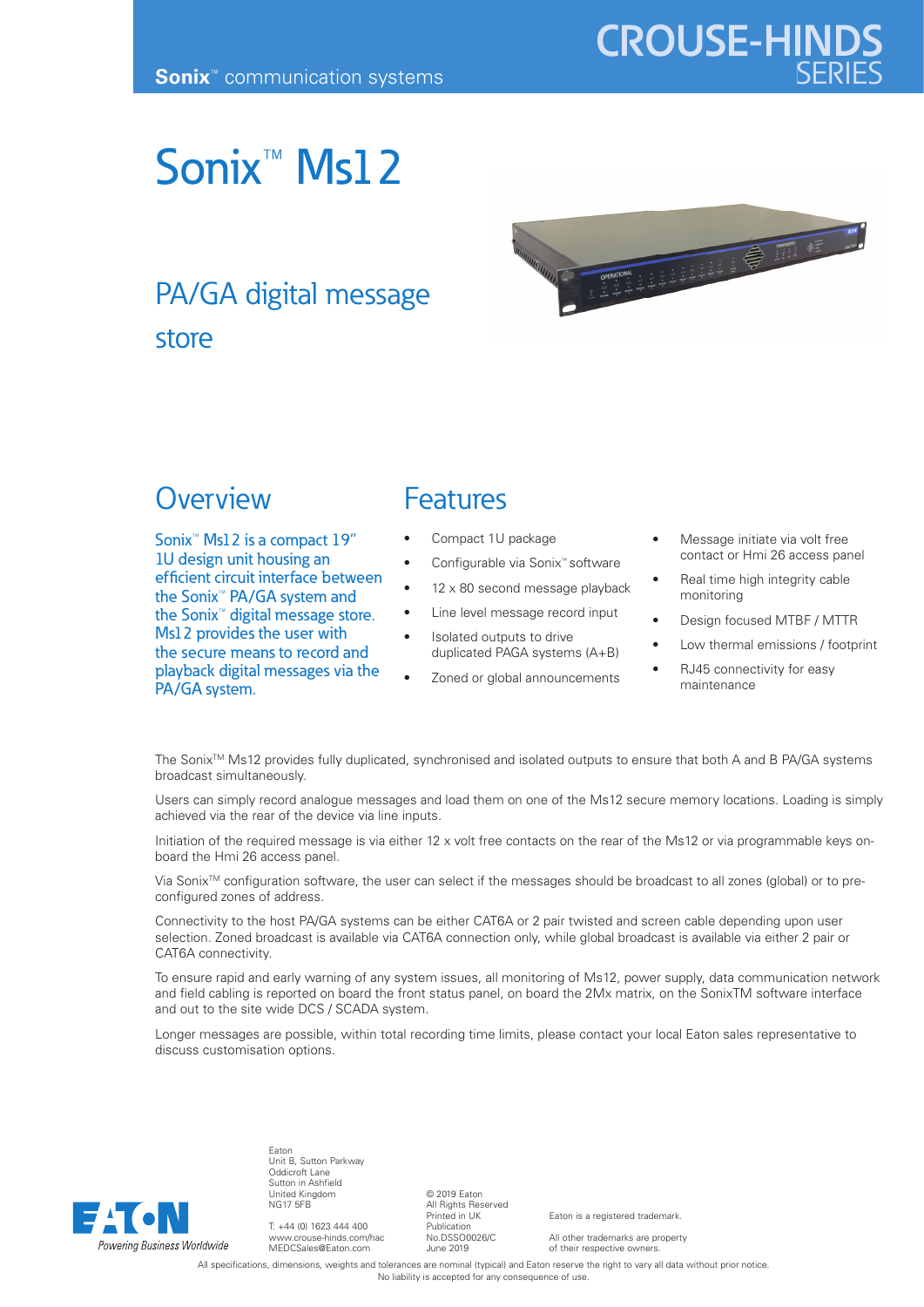**Sonix**™ communication systems

CROUSE-HINDS SERIES

# Sonix™ Ms12

## PA/GA digital message store

## Overview

Sonix™ Ms12 is a compact 19" 1U design unit housing an efficient circuit interface between the Sonix™ PA/GA system and the Sonix™ digital message store. Ms12 provides the user with the secure means to record and playback digital messages via the PA/GA system.

## Features

- Compact 1U package
- Configurable via Sonix™ software
- 12 x 80 second message playback
- Line level message record input
- Isolated outputs to drive duplicated PAGA systems (A+B)
- Zoned or global announcements
- Message initiate via volt free contact or Hmi 26 access panel
- Real time high integrity cable monitoring
- Design focused MTBF / MTTR
- Low thermal emissions / footprint
- RJ45 connectivity for easy maintenance

The Sonix™ Ms12 provides fully duplicated, synchronised and isolated outputs to ensure that both A and B PA/GA systems broadcast simultaneously.

Users can simply record analogue messages and load them on one of the Ms12 secure memory locations. Loading is simply achieved via the rear of the device via line inputs.

Initiation of the required message is via either 12 x volt free contacts on the rear of the Ms12 or via programmable keys on-board the Hmi 26 access panel.

Via Sonix™ configuration software, the user can select if the messages should be broadcast to all zones (global) or to pre-configured zones of address.

Connectivity to the host PA/GA systems can be either CAT6A or 2 pair twisted and screen cable depending upon user selection. Zoned broadcast is available via CAT6A connection only, while global broadcast is available via either 2 pair or CAT6A connectivity.

To ensure rapid and early warning of any system issues, all monitoring of Ms12, power supply, data communication network and field cabling is reported on board the front status panel, on board the 2Mx matrix, on the SonixTM software interface and out to the site wide DCS / SCADA system.

Longer messages are possible, within total recording time limits, please contact your local Eaton sales representative to discuss customisation options.

EATON
Powering Business Worldwide

Eaton
Unit B, Sutton Parkway
Oddicroft Lane
Sutton in Ashfield
United Kingdom
NG17 5FB

T: +44 (0) 1623 444 400
www.crouse-hinds.com/hac
MEDCSales@Eaton.com

© 2019 Eaton
All Rights Reserved
Printed in UK
Publication
No.DSSO0026/C
June 2019

Eaton is a registered trademark.

All other trademarks are property of their respective owners.

All specifications, dimensions, weights and tolerances are nominal (typical) and Eaton reserve the right to vary all data without prior notice. No liability is accepted for any consequence of use.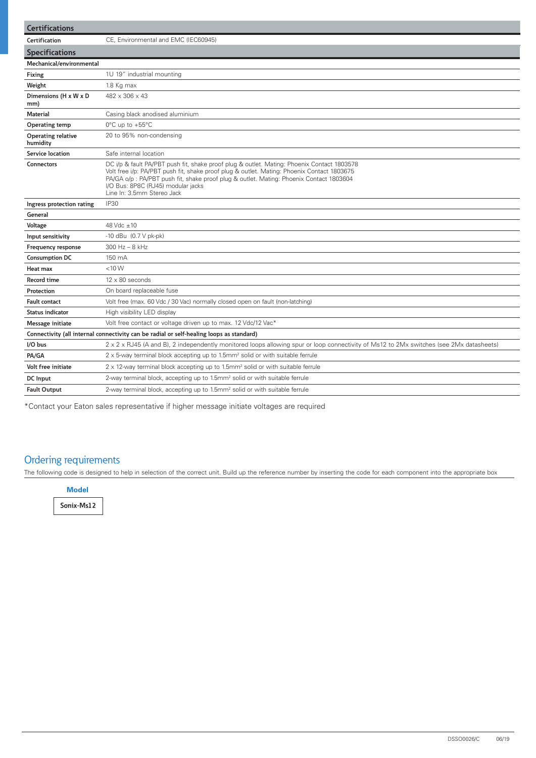## Certifications

| | |
|---|---|
| **Certification** | CE, Environmental and EMC (IEC60945) |

## Specifications

| | |
|---|---|
| **Mechanical/environmental** | |
| **Fixing** | 1U 19" industrial mounting |
| **Weight** | 1.8 Kg max |
| **Dimensions (H x W x D mm)** | 482 x 306 x 43 |
| **Material** | Casing black anodised aluminium |
| **Operating temp** | 0°C up to +55°C |
| **Operating relative humidity** | 20 to 95% non-condensing |
| **Service location** | Safe internal location |
| **Connectors** | DC i/p & fault PA/PBT push fit, shake proof plug & outlet. Mating: Phoenix Contact 1803578<br>Volt free i/p: PA/PBT push fit, shake proof plug & outlet. Mating: Phoenix Contact 1803675<br>PA/GA o/p : PA/PBT push fit, shake proof plug & outlet. Mating: Phoenix Contact 1803604<br>I/O Bus: 8P8C (RJ45) modular jacks<br>Line In: 3.5mm Stereo Jack |
| **Ingress protection rating** | IP30 |
| **General** | |
| **Voltage** | 48 Vdc ±10 |
| **Input sensitivity** | -10 dBu (0.7 V pk-pk) |
| **Frequency response** | 300 Hz – 8 kHz |
| **Consumption DC** | 150 mA |
| **Heat max** | <10 W |
| **Record time** | 12 x 80 seconds |
| **Protection** | On board replaceable fuse |
| **Fault contact** | Volt free (max. 60 Vdc / 30 Vac) normally closed open on fault (non-latching) |
| **Status indicator** | High visibility LED display |
| **Message initiate** | Volt free contact or voltage driven up to max. 12 Vdc/12 Vac* |
| **Connectivity (all internal connectivity can be radial or self-healing loops as standard)** | |
| **I/O bus** | 2 x 2 x RJ45 (A and B), 2 independently monitored loops allowing spur or loop connectivity of Ms12 to 2Mx switches (see 2Mx datasheets) |
| **PA/GA** | 2 x 5-way terminal block accepting up to 1.5mm² solid or with suitable ferrule |
| **Volt free initiate** | 2 x 12-way terminal block accepting up to 1.5mm² solid or with suitable ferrule |
| **DC Input** | 2-way terminal block, accepting up to 1.5mm² solid or with suitable ferrule |
| **Fault Output** | 2-way terminal block, accepting up to 1.5mm² solid or with suitable ferrule |

*Contact your Eaton sales representative if higher message initiate voltages are required

## Ordering requirements

The following code is designed to help in selection of the correct unit. Build up the reference number by inserting the code for each component into the appropriate box

| Model |
|---|
| Sonix-Ms12 |

DSSO0026/C 06/19